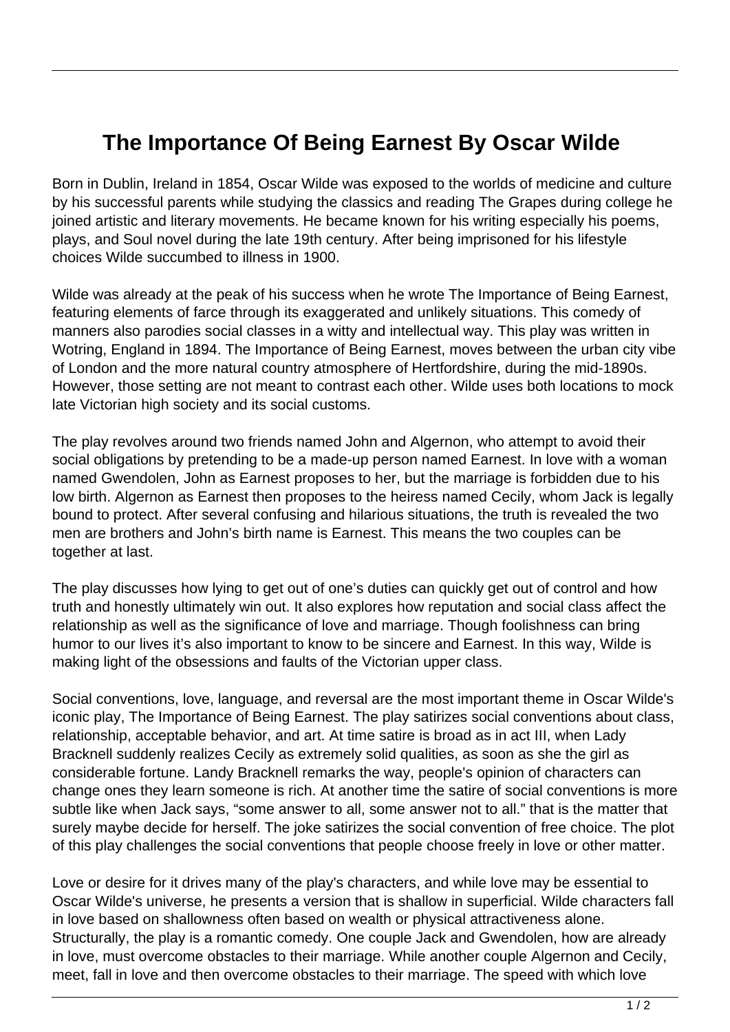# The Importance Of Being Earnest By Oscar Wilde

Born in Dublin, Ireland in 1854, Oscar Wilde was exposed to the worlds of medicine and culture by his successful parents while studying the classics and reading The Grapes during college he joined artistic and literary movements. He became known for his writing especially his poems, plays, and Soul novel during the late 19th century. After being imprisoned for his lifestyle choices Wilde succumbed to illness in 1900.

Wilde was already at the peak of his success when he wrote The Importance of Being Earnest, featuring elements of farce through its exaggerated and unlikely situations. This comedy of manners also parodies social classes in a witty and intellectual way. This play was written in Wotring, England in 1894. The Importance of Being Earnest, moves between the urban city vibe of London and the more natural country atmosphere of Hertfordshire, during the mid-1890s. However, those setting are not meant to contrast each other. Wilde uses both locations to mock late Victorian high society and its social customs.

The play revolves around two friends named John and Algernon, who attempt to avoid their social obligations by pretending to be a made-up person named Earnest. In love with a woman named Gwendolen, John as Earnest proposes to her, but the marriage is forbidden due to his low birth. Algernon as Earnest then proposes to the heiress named Cecily, whom Jack is legally bound to protect. After several confusing and hilarious situations, the truth is revealed the two men are brothers and John's birth name is Earnest. This means the two couples can be together at last.

The play discusses how lying to get out of one's duties can quickly get out of control and how truth and honestly ultimately win out. It also explores how reputation and social class affect the relationship as well as the significance of love and marriage. Though foolishness can bring humor to our lives it's also important to know to be sincere and Earnest. In this way, Wilde is making light of the obsessions and faults of the Victorian upper class.

Social conventions, love, language, and reversal are the most important theme in Oscar Wilde's iconic play, The Importance of Being Earnest. The play satirizes social conventions about class, relationship, acceptable behavior, and art. At time satire is broad as in act III, when Lady Bracknell suddenly realizes Cecily as extremely solid qualities, as soon as she the girl as considerable fortune. Landy Bracknell remarks the way, people's opinion of characters can change ones they learn someone is rich. At another time the satire of social conventions is more subtle like when Jack says, "some answer to all, some answer not to all." that is the matter that surely maybe decide for herself. The joke satirizes the social convention of free choice. The plot of this play challenges the social conventions that people choose freely in love or other matter.

Love or desire for it drives many of the play's characters, and while love may be essential to Oscar Wilde's universe, he presents a version that is shallow in superficial. Wilde characters fall in love based on shallowness often based on wealth or physical attractiveness alone. Structurally, the play is a romantic comedy. One couple Jack and Gwendolen, how are already in love, must overcome obstacles to their marriage. While another couple Algernon and Cecily, meet, fall in love and then overcome obstacles to their marriage. The speed with which love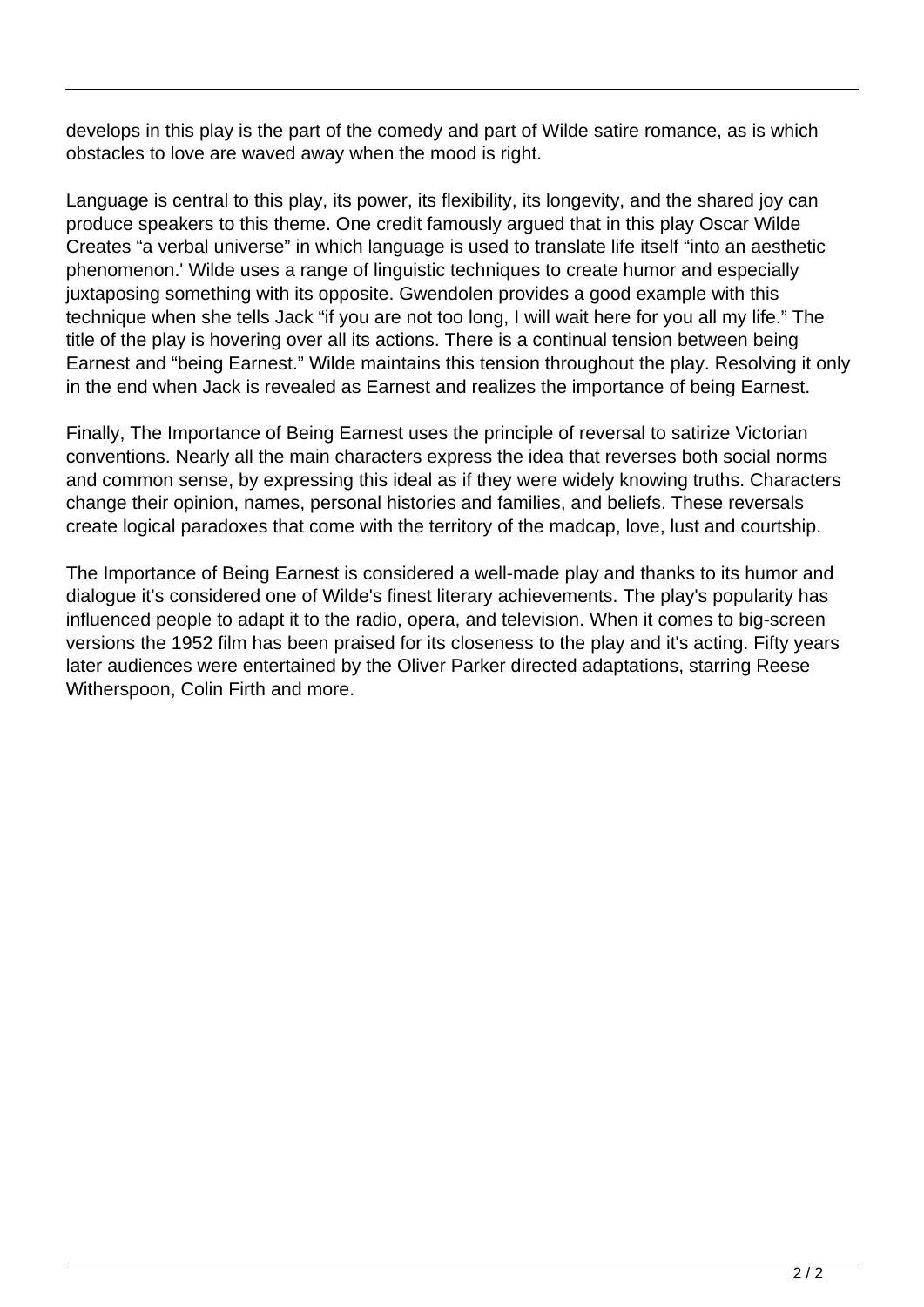develops in this play is the part of the comedy and part of Wilde satire romance, as is which obstacles to love are waved away when the mood is right.

Language is central to this play, its power, its flexibility, its longevity, and the shared joy can produce speakers to this theme. One credit famously argued that in this play Oscar Wilde Creates “a verbal universe” in which language is used to translate life itself “into an aesthetic phenomenon.' Wilde uses a range of linguistic techniques to create humor and especially juxtaposing something with its opposite. Gwendolen provides a good example with this technique when she tells Jack “if you are not too long, I will wait here for you all my life.” The title of the play is hovering over all its actions. There is a continual tension between being Earnest and “being Earnest.” Wilde maintains this tension throughout the play. Resolving it only in the end when Jack is revealed as Earnest and realizes the importance of being Earnest.

Finally, The Importance of Being Earnest uses the principle of reversal to satirize Victorian conventions. Nearly all the main characters express the idea that reverses both social norms and common sense, by expressing this ideal as if they were widely knowing truths. Characters change their opinion, names, personal histories and families, and beliefs. These reversals create logical paradoxes that come with the territory of the madcap, love, lust and courtship.

The Importance of Being Earnest is considered a well-made play and thanks to its humor and dialogue it’s considered one of Wilde's finest literary achievements. The play's popularity has influenced people to adapt it to the radio, opera, and television. When it comes to big-screen versions the 1952 film has been praised for its closeness to the play and it's acting. Fifty years later audiences were entertained by the Oliver Parker directed adaptations, starring Reese Witherspoon, Colin Firth and more.